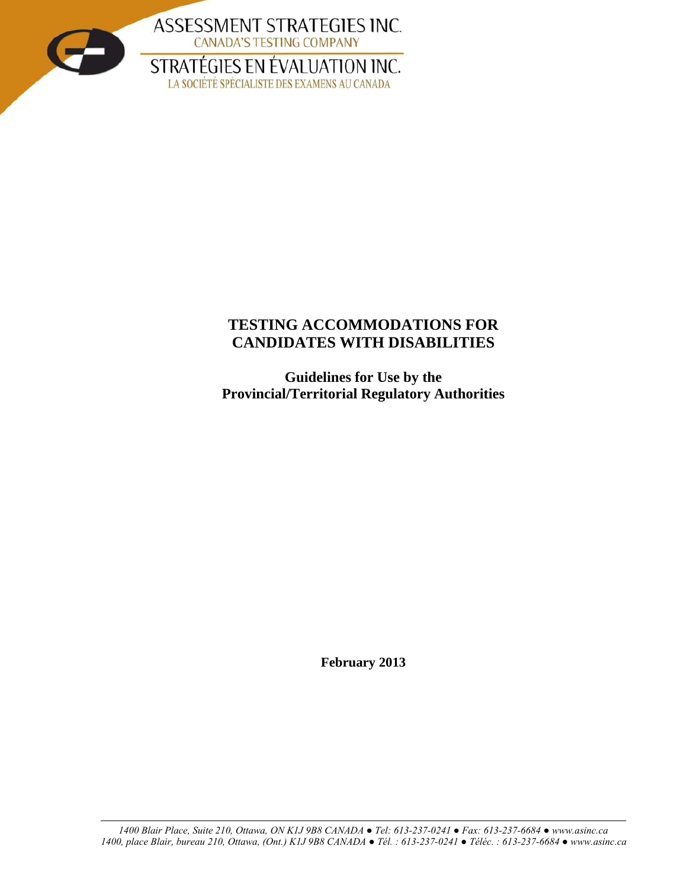ASSESSMENT STRATEGIES INC.
CANADA'S TESTING COMPANY

STRATÉGIES EN ÉVALUATION INC.
LA SOCIÉTÉ SPÉCIALISTE DES EXAMENS AU CANADA

# TESTING ACCOMMODATIONS FOR CANDIDATES WITH DISABILITIES

## Guidelines for Use by the Provincial/Territorial Regulatory Authorities

**February 2013**

*1400 Blair Place, Suite 210, Ottawa, ON K1J 9B8 CANADA ● Tel: 613-237-0241 ● Fax: 613-237-6684 ● www.asinc.ca*
*1400, place Blair, bureau 210, Ottawa, (Ont.) K1J 9B8 CANADA ● Tél. : 613-237-0241 ● Téléc. : 613-237-6684 ● www.asinc.ca*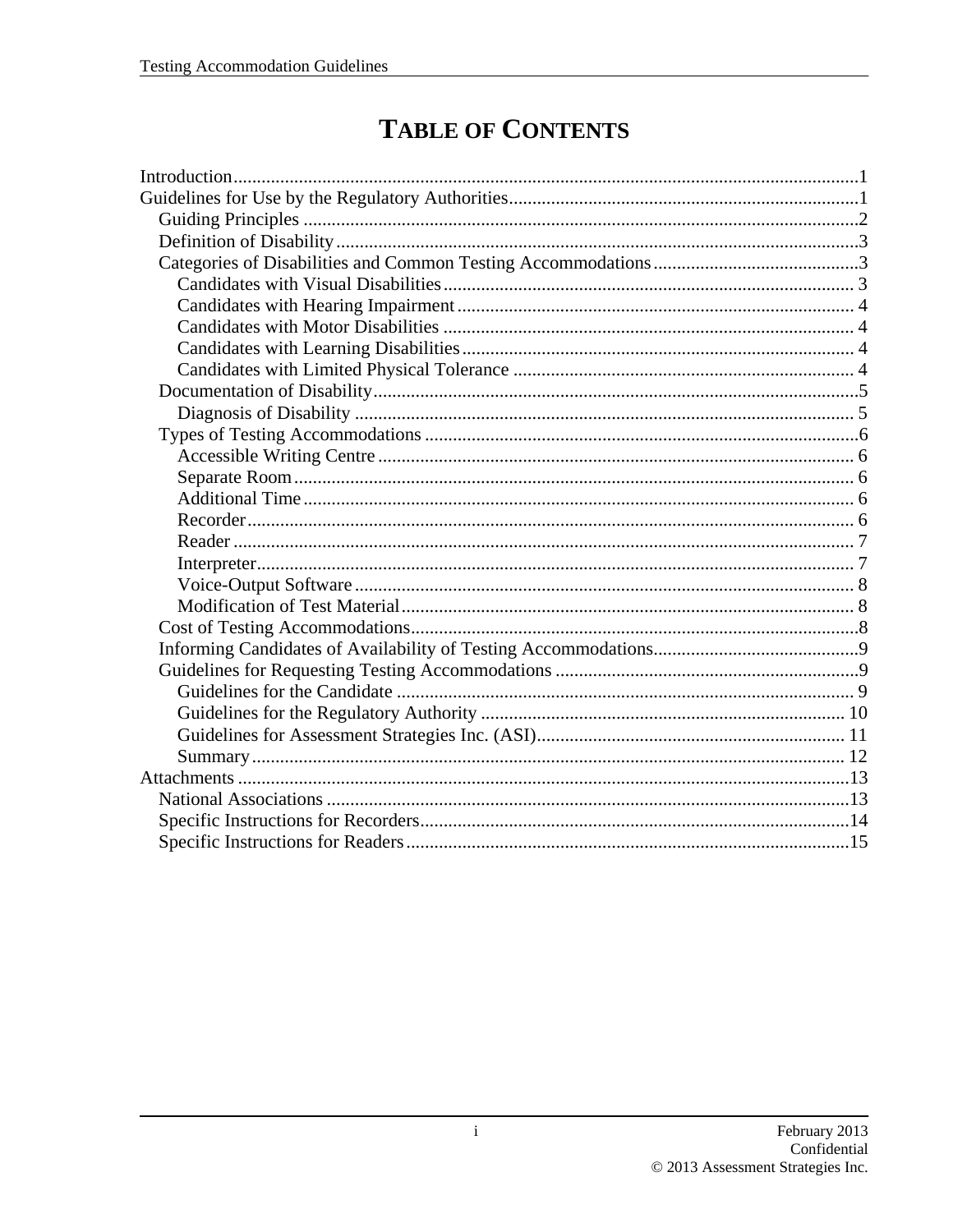# TABLE OF CONTENTS

- Introduction ..... 1
- Guidelines for Use by the Regulatory Authorities ..... 1
  - Guiding Principles ..... 2
  - Definition of Disability ..... 3
  - Categories of Disabilities and Common Testing Accommodations ..... 3
    - Candidates with Visual Disabilities ..... 3
    - Candidates with Hearing Impairment ..... 4
    - Candidates with Motor Disabilities ..... 4
    - Candidates with Learning Disabilities ..... 4
    - Candidates with Limited Physical Tolerance ..... 4
  - Documentation of Disability ..... 5
    - Diagnosis of Disability ..... 5
  - Types of Testing Accommodations ..... 6
    - Accessible Writing Centre ..... 6
    - Separate Room ..... 6
    - Additional Time ..... 6
    - Recorder ..... 6
    - Reader ..... 7
    - Interpreter ..... 7
    - Voice-Output Software ..... 8
    - Modification of Test Material ..... 8
  - Cost of Testing Accommodations ..... 8
  - Informing Candidates of Availability of Testing Accommodations ..... 9
  - Guidelines for Requesting Testing Accommodations ..... 9
    - Guidelines for the Candidate ..... 9
    - Guidelines for the Regulatory Authority ..... 10
    - Guidelines for Assessment Strategies Inc. (ASI) ..... 11
    - Summary ..... 12
- Attachments ..... 13
  - National Associations ..... 13
  - Specific Instructions for Recorders ..... 14
  - Specific Instructions for Readers ..... 15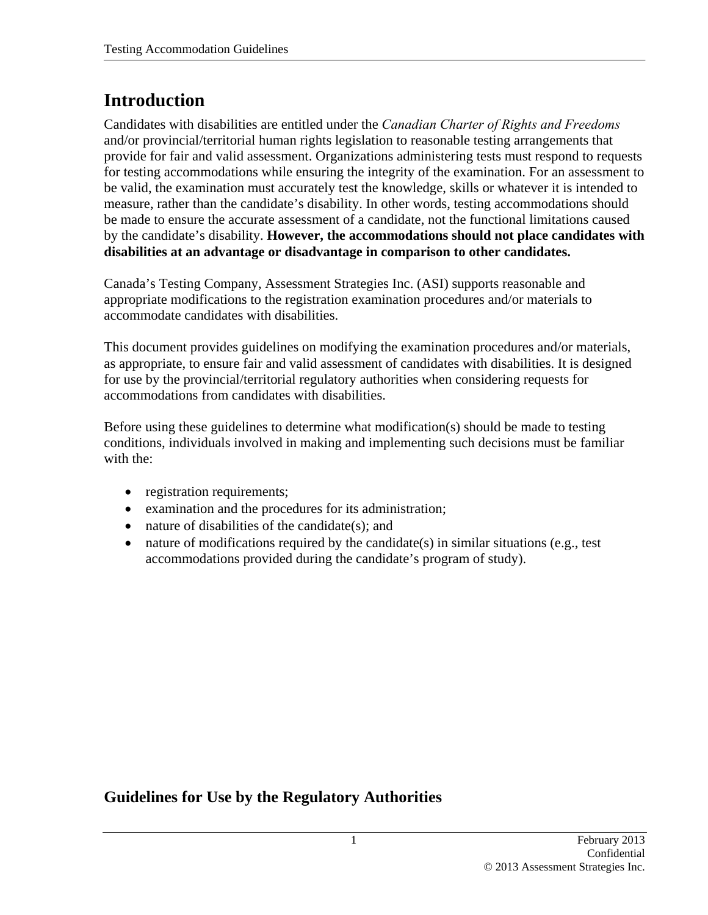# Introduction

Candidates with disabilities are entitled under the *Canadian Charter of Rights and Freedoms* and/or provincial/territorial human rights legislation to reasonable testing arrangements that provide for fair and valid assessment. Organizations administering tests must respond to requests for testing accommodations while ensuring the integrity of the examination. For an assessment to be valid, the examination must accurately test the knowledge, skills or whatever it is intended to measure, rather than the candidate's disability. In other words, testing accommodations should be made to ensure the accurate assessment of a candidate, not the functional limitations caused by the candidate's disability. **However, the accommodations should not place candidates with disabilities at an advantage or disadvantage in comparison to other candidates.**

Canada's Testing Company, Assessment Strategies Inc. (ASI) supports reasonable and appropriate modifications to the registration examination procedures and/or materials to accommodate candidates with disabilities.

This document provides guidelines on modifying the examination procedures and/or materials, as appropriate, to ensure fair and valid assessment of candidates with disabilities. It is designed for use by the provincial/territorial regulatory authorities when considering requests for accommodations from candidates with disabilities.

Before using these guidelines to determine what modification(s) should be made to testing conditions, individuals involved in making and implementing such decisions must be familiar with the:

- registration requirements;
- examination and the procedures for its administration;
- nature of disabilities of the candidate(s); and
- nature of modifications required by the candidate(s) in similar situations (e.g., test accommodations provided during the candidate's program of study).

## Guidelines for Use by the Regulatory Authorities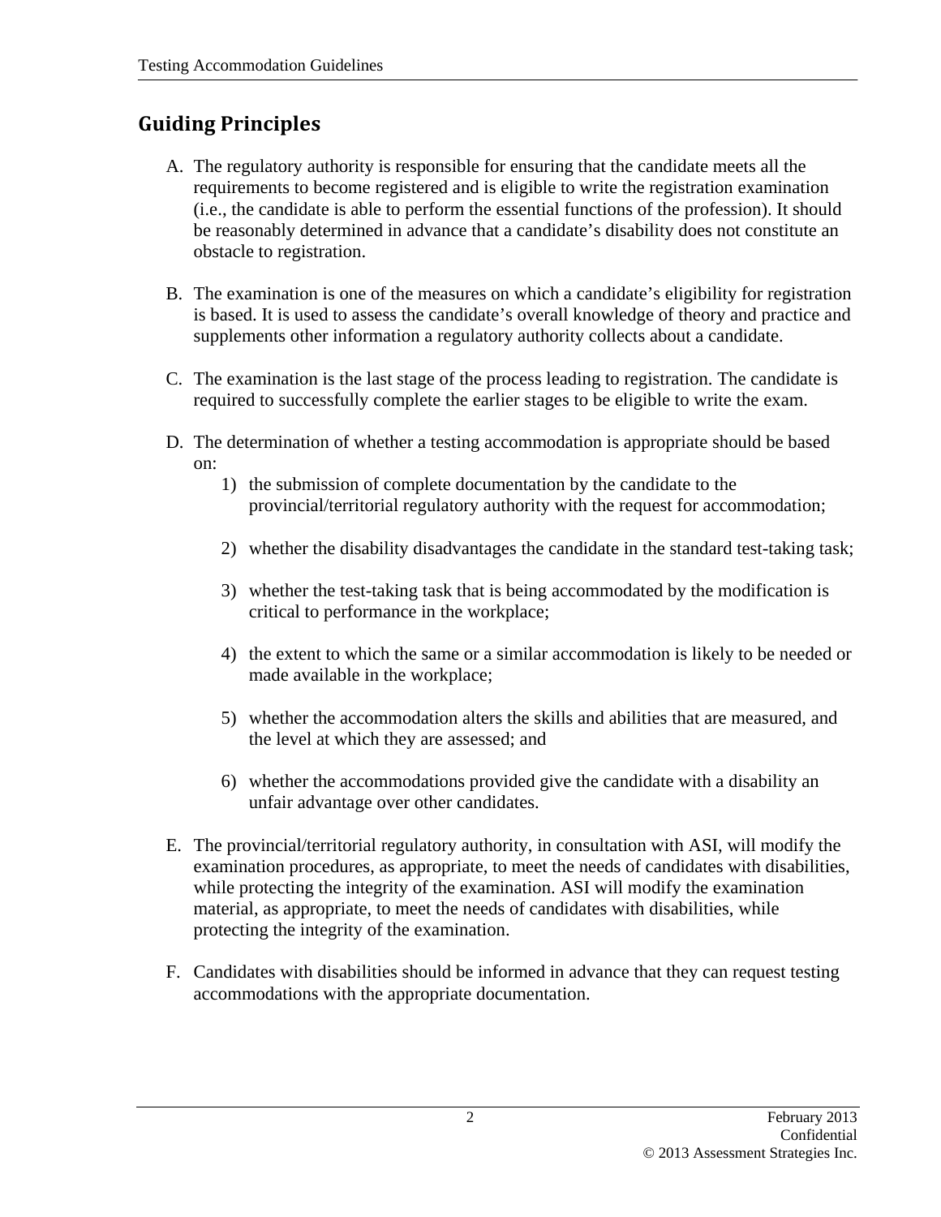## Guiding Principles

A. The regulatory authority is responsible for ensuring that the candidate meets all the requirements to become registered and is eligible to write the registration examination (i.e., the candidate is able to perform the essential functions of the profession). It should be reasonably determined in advance that a candidate's disability does not constitute an obstacle to registration.

B. The examination is one of the measures on which a candidate's eligibility for registration is based. It is used to assess the candidate's overall knowledge of theory and practice and supplements other information a regulatory authority collects about a candidate.

C. The examination is the last stage of the process leading to registration. The candidate is required to successfully complete the earlier stages to be eligible to write the exam.

D. The determination of whether a testing accommodation is appropriate should be based on:

   1) the submission of complete documentation by the candidate to the provincial/territorial regulatory authority with the request for accommodation;

   2) whether the disability disadvantages the candidate in the standard test-taking task;

   3) whether the test-taking task that is being accommodated by the modification is critical to performance in the workplace;

   4) the extent to which the same or a similar accommodation is likely to be needed or made available in the workplace;

   5) whether the accommodation alters the skills and abilities that are measured, and the level at which they are assessed; and

   6) whether the accommodations provided give the candidate with a disability an unfair advantage over other candidates.

E. The provincial/territorial regulatory authority, in consultation with ASI, will modify the examination procedures, as appropriate, to meet the needs of candidates with disabilities, while protecting the integrity of the examination. ASI will modify the examination material, as appropriate, to meet the needs of candidates with disabilities, while protecting the integrity of the examination.

F. Candidates with disabilities should be informed in advance that they can request testing accommodations with the appropriate documentation.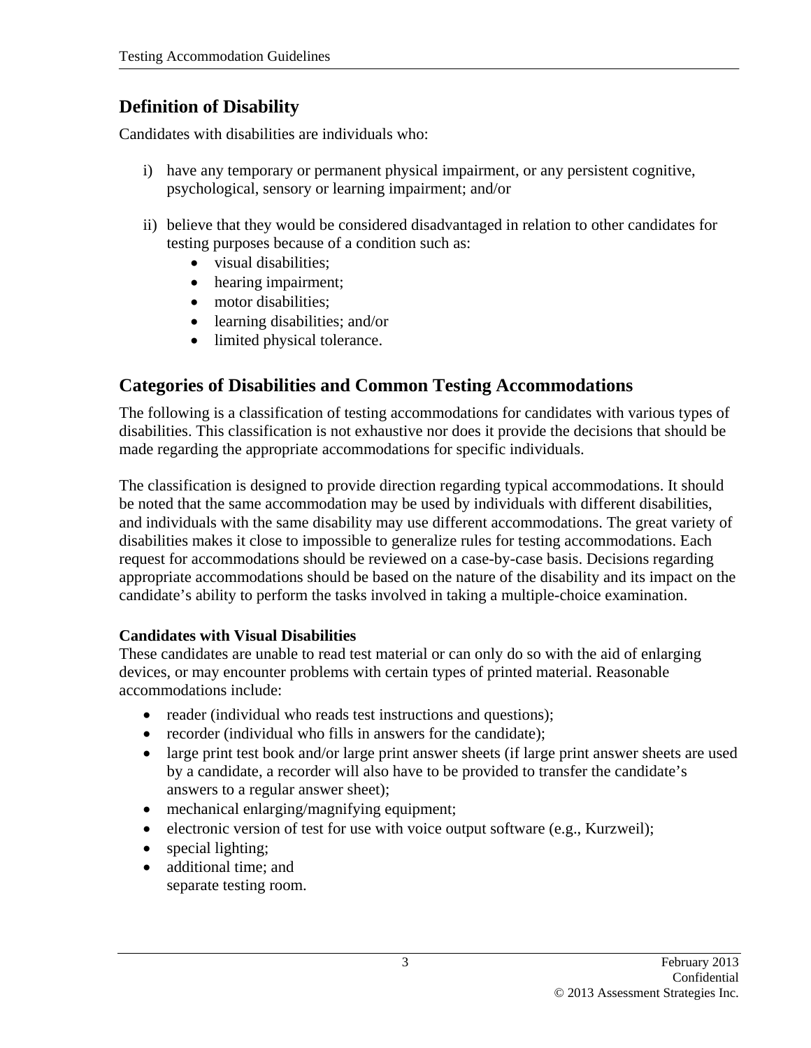## Definition of Disability

Candidates with disabilities are individuals who:

i) have any temporary or permanent physical impairment, or any persistent cognitive, psychological, sensory or learning impairment; and/or

ii) believe that they would be considered disadvantaged in relation to other candidates for testing purposes because of a condition such as:
    - visual disabilities;
    - hearing impairment;
    - motor disabilities;
    - learning disabilities; and/or
    - limited physical tolerance.

## Categories of Disabilities and Common Testing Accommodations

The following is a classification of testing accommodations for candidates with various types of disabilities. This classification is not exhaustive nor does it provide the decisions that should be made regarding the appropriate accommodations for specific individuals.

The classification is designed to provide direction regarding typical accommodations. It should be noted that the same accommodation may be used by individuals with different disabilities, and individuals with the same disability may use different accommodations. The great variety of disabilities makes it close to impossible to generalize rules for testing accommodations. Each request for accommodations should be reviewed on a case-by-case basis. Decisions regarding appropriate accommodations should be based on the nature of the disability and its impact on the candidate's ability to perform the tasks involved in taking a multiple-choice examination.

**Candidates with Visual Disabilities**

These candidates are unable to read test material or can only do so with the aid of enlarging devices, or may encounter problems with certain types of printed material. Reasonable accommodations include:

- reader (individual who reads test instructions and questions);
- recorder (individual who fills in answers for the candidate);
- large print test book and/or large print answer sheets (if large print answer sheets are used by a candidate, a recorder will also have to be provided to transfer the candidate's answers to a regular answer sheet);
- mechanical enlarging/magnifying equipment;
- electronic version of test for use with voice output software (e.g., Kurzweil);
- special lighting;
- additional time; and
  separate testing room.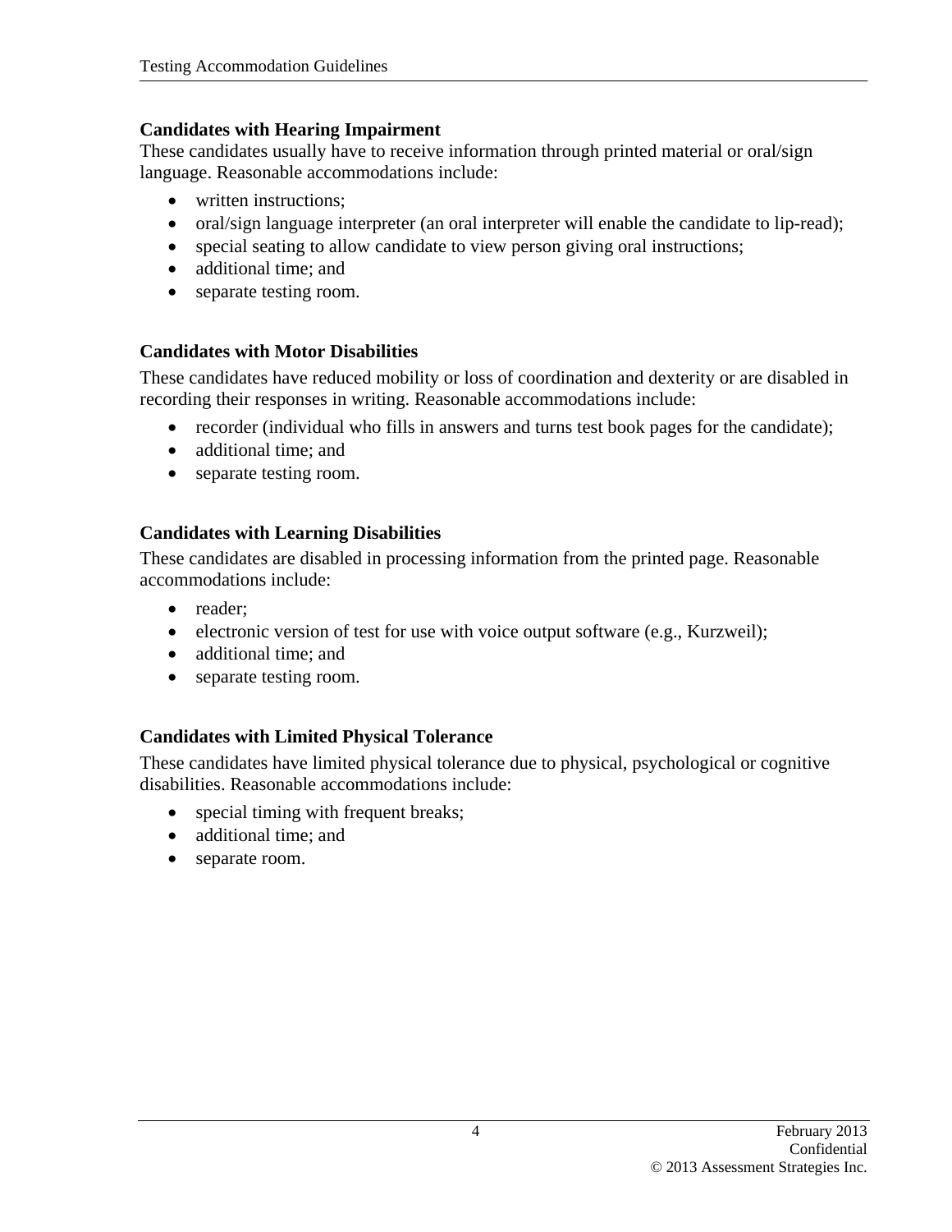### Candidates with Hearing Impairment

These candidates usually have to receive information through printed material or oral/sign language. Reasonable accommodations include:

- written instructions;
- oral/sign language interpreter (an oral interpreter will enable the candidate to lip-read);
- special seating to allow candidate to view person giving oral instructions;
- additional time; and
- separate testing room.

### Candidates with Motor Disabilities

These candidates have reduced mobility or loss of coordination and dexterity or are disabled in recording their responses in writing. Reasonable accommodations include:

- recorder (individual who fills in answers and turns test book pages for the candidate);
- additional time; and
- separate testing room.

### Candidates with Learning Disabilities

These candidates are disabled in processing information from the printed page. Reasonable accommodations include:

- reader;
- electronic version of test for use with voice output software (e.g., Kurzweil);
- additional time; and
- separate testing room.

### Candidates with Limited Physical Tolerance

These candidates have limited physical tolerance due to physical, psychological or cognitive disabilities. Reasonable accommodations include:

- special timing with frequent breaks;
- additional time; and
- separate room.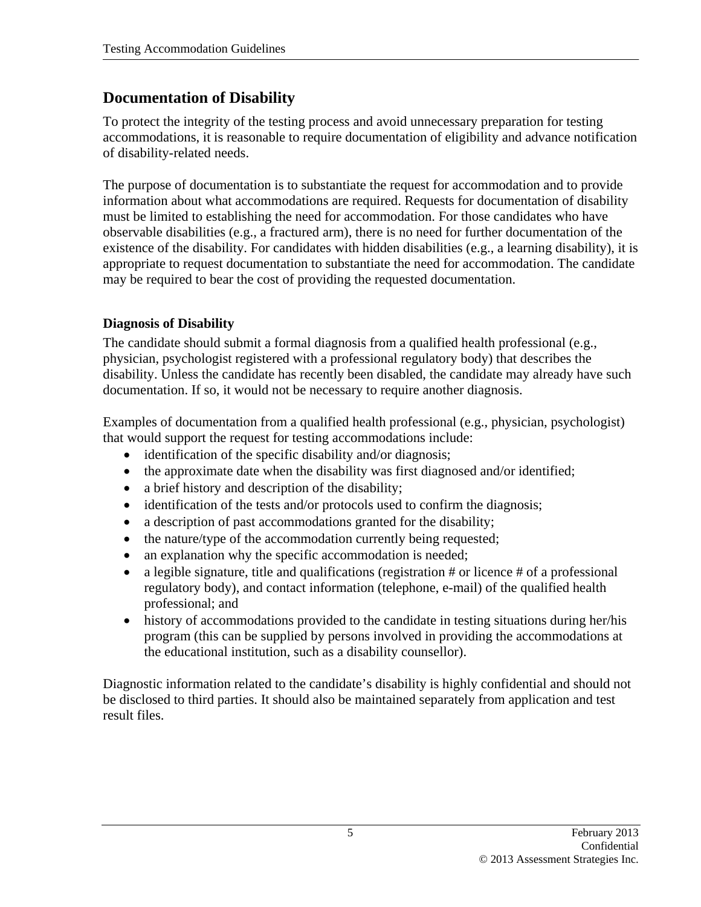## Documentation of Disability

To protect the integrity of the testing process and avoid unnecessary preparation for testing accommodations, it is reasonable to require documentation of eligibility and advance notification of disability-related needs.

The purpose of documentation is to substantiate the request for accommodation and to provide information about what accommodations are required. Requests for documentation of disability must be limited to establishing the need for accommodation. For those candidates who have observable disabilities (e.g., a fractured arm), there is no need for further documentation of the existence of the disability. For candidates with hidden disabilities (e.g., a learning disability), it is appropriate to request documentation to substantiate the need for accommodation. The candidate may be required to bear the cost of providing the requested documentation.

### Diagnosis of Disability

The candidate should submit a formal diagnosis from a qualified health professional (e.g., physician, psychologist registered with a professional regulatory body) that describes the disability. Unless the candidate has recently been disabled, the candidate may already have such documentation. If so, it would not be necessary to require another diagnosis.

Examples of documentation from a qualified health professional (e.g., physician, psychologist) that would support the request for testing accommodations include:

- identification of the specific disability and/or diagnosis;
- the approximate date when the disability was first diagnosed and/or identified;
- a brief history and description of the disability;
- identification of the tests and/or protocols used to confirm the diagnosis;
- a description of past accommodations granted for the disability;
- the nature/type of the accommodation currently being requested;
- an explanation why the specific accommodation is needed;
- a legible signature, title and qualifications (registration # or licence # of a professional regulatory body), and contact information (telephone, e-mail) of the qualified health professional; and
- history of accommodations provided to the candidate in testing situations during her/his program (this can be supplied by persons involved in providing the accommodations at the educational institution, such as a disability counsellor).

Diagnostic information related to the candidate's disability is highly confidential and should not be disclosed to third parties. It should also be maintained separately from application and test result files.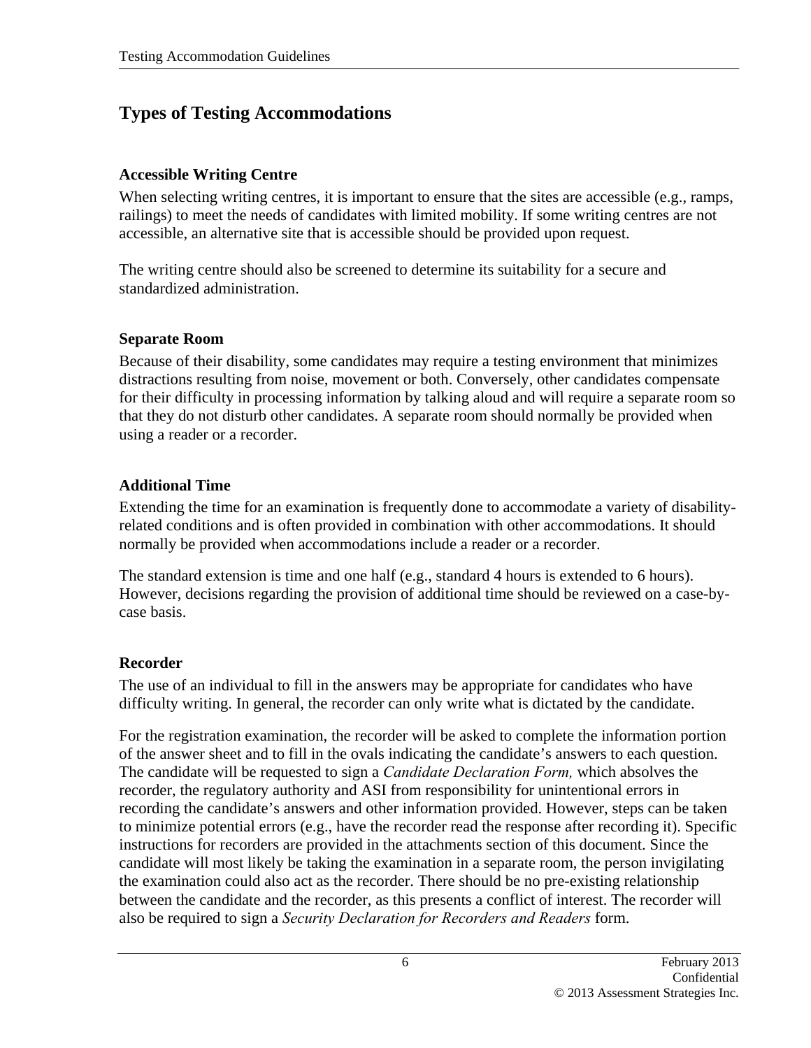## Types of Testing Accommodations

### Accessible Writing Centre

When selecting writing centres, it is important to ensure that the sites are accessible (e.g., ramps, railings) to meet the needs of candidates with limited mobility. If some writing centres are not accessible, an alternative site that is accessible should be provided upon request.

The writing centre should also be screened to determine its suitability for a secure and standardized administration.

### Separate Room

Because of their disability, some candidates may require a testing environment that minimizes distractions resulting from noise, movement or both. Conversely, other candidates compensate for their difficulty in processing information by talking aloud and will require a separate room so that they do not disturb other candidates. A separate room should normally be provided when using a reader or a recorder.

### Additional Time

Extending the time for an examination is frequently done to accommodate a variety of disability-related conditions and is often provided in combination with other accommodations. It should normally be provided when accommodations include a reader or a recorder.

The standard extension is time and one half (e.g., standard 4 hours is extended to 6 hours). However, decisions regarding the provision of additional time should be reviewed on a case-by-case basis.

### Recorder

The use of an individual to fill in the answers may be appropriate for candidates who have difficulty writing. In general, the recorder can only write what is dictated by the candidate.

For the registration examination, the recorder will be asked to complete the information portion of the answer sheet and to fill in the ovals indicating the candidate's answers to each question. The candidate will be requested to sign a *Candidate Declaration Form,* which absolves the recorder, the regulatory authority and ASI from responsibility for unintentional errors in recording the candidate's answers and other information provided. However, steps can be taken to minimize potential errors (e.g., have the recorder read the response after recording it). Specific instructions for recorders are provided in the attachments section of this document. Since the candidate will most likely be taking the examination in a separate room, the person invigilating the examination could also act as the recorder. There should be no pre-existing relationship between the candidate and the recorder, as this presents a conflict of interest. The recorder will also be required to sign a *Security Declaration for Recorders and Readers* form.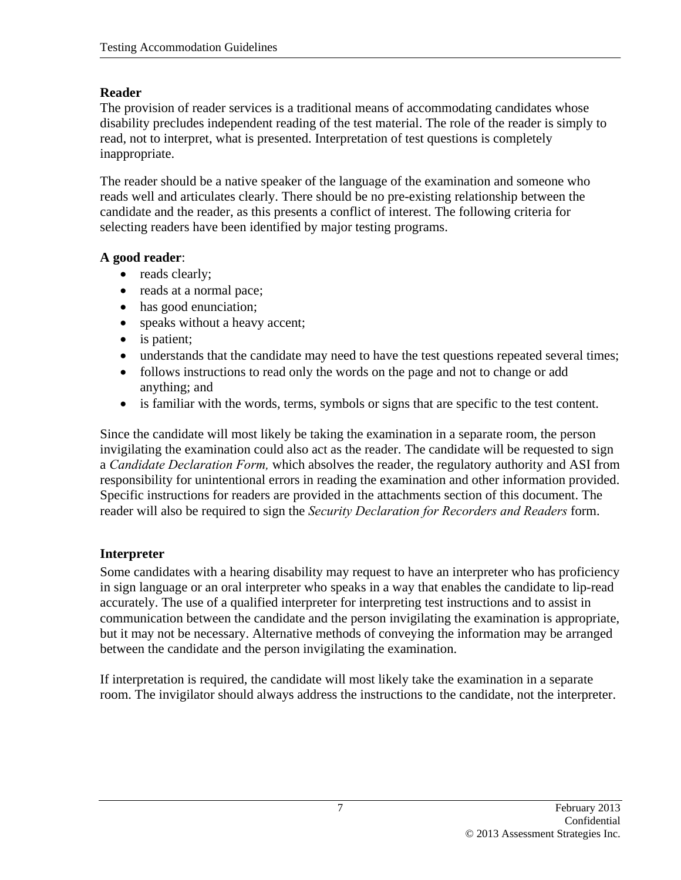### Reader

The provision of reader services is a traditional means of accommodating candidates whose disability precludes independent reading of the test material. The role of the reader is simply to read, not to interpret, what is presented. Interpretation of test questions is completely inappropriate.

The reader should be a native speaker of the language of the examination and someone who reads well and articulates clearly. There should be no pre-existing relationship between the candidate and the reader, as this presents a conflict of interest. The following criteria for selecting readers have been identified by major testing programs.

**A good reader**:

- reads clearly;
- reads at a normal pace;
- has good enunciation;
- speaks without a heavy accent;
- is patient;
- understands that the candidate may need to have the test questions repeated several times;
- follows instructions to read only the words on the page and not to change or add anything; and
- is familiar with the words, terms, symbols or signs that are specific to the test content.

Since the candidate will most likely be taking the examination in a separate room, the person invigilating the examination could also act as the reader. The candidate will be requested to sign a *Candidate Declaration Form,* which absolves the reader, the regulatory authority and ASI from responsibility for unintentional errors in reading the examination and other information provided. Specific instructions for readers are provided in the attachments section of this document. The reader will also be required to sign the *Security Declaration for Recorders and Readers* form.

### Interpreter

Some candidates with a hearing disability may request to have an interpreter who has proficiency in sign language or an oral interpreter who speaks in a way that enables the candidate to lip-read accurately. The use of a qualified interpreter for interpreting test instructions and to assist in communication between the candidate and the person invigilating the examination is appropriate, but it may not be necessary. Alternative methods of conveying the information may be arranged between the candidate and the person invigilating the examination.

If interpretation is required, the candidate will most likely take the examination in a separate room. The invigilator should always address the instructions to the candidate, not the interpreter.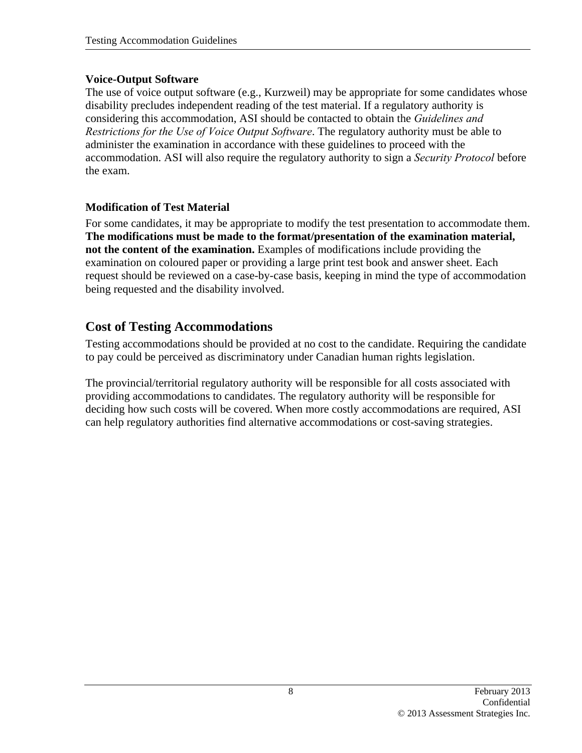### Voice-Output Software

The use of voice output software (e.g., Kurzweil) may be appropriate for some candidates whose disability precludes independent reading of the test material. If a regulatory authority is considering this accommodation, ASI should be contacted to obtain the *Guidelines and Restrictions for the Use of Voice Output Software*. The regulatory authority must be able to administer the examination in accordance with these guidelines to proceed with the accommodation. ASI will also require the regulatory authority to sign a *Security Protocol* before the exam.

### Modification of Test Material

For some candidates, it may be appropriate to modify the test presentation to accommodate them. **The modifications must be made to the format/presentation of the examination material, not the content of the examination.** Examples of modifications include providing the examination on coloured paper or providing a large print test book and answer sheet. Each request should be reviewed on a case-by-case basis, keeping in mind the type of accommodation being requested and the disability involved.

## Cost of Testing Accommodations

Testing accommodations should be provided at no cost to the candidate. Requiring the candidate to pay could be perceived as discriminatory under Canadian human rights legislation.

The provincial/territorial regulatory authority will be responsible for all costs associated with providing accommodations to candidates. The regulatory authority will be responsible for deciding how such costs will be covered. When more costly accommodations are required, ASI can help regulatory authorities find alternative accommodations or cost-saving strategies.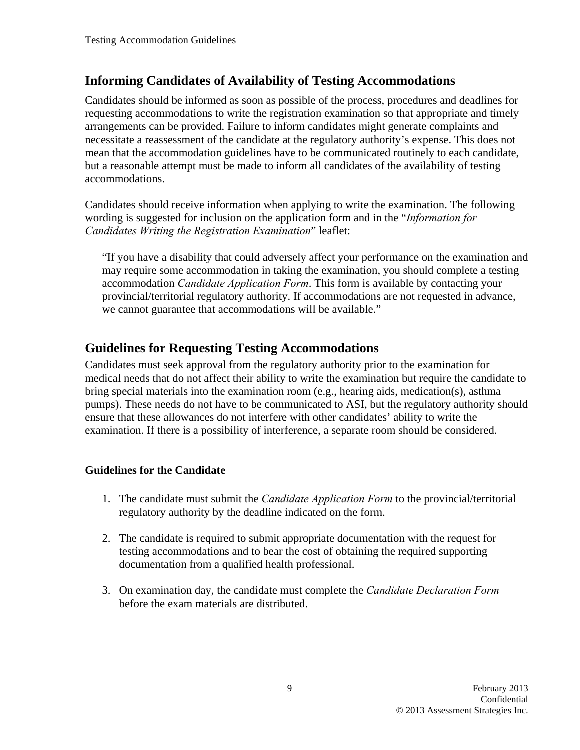## Informing Candidates of Availability of Testing Accommodations

Candidates should be informed as soon as possible of the process, procedures and deadlines for requesting accommodations to write the registration examination so that appropriate and timely arrangements can be provided. Failure to inform candidates might generate complaints and necessitate a reassessment of the candidate at the regulatory authority's expense. This does not mean that the accommodation guidelines have to be communicated routinely to each candidate, but a reasonable attempt must be made to inform all candidates of the availability of testing accommodations.

Candidates should receive information when applying to write the examination. The following wording is suggested for inclusion on the application form and in the "*Information for Candidates Writing the Registration Examination*" leaflet:

> "If you have a disability that could adversely affect your performance on the examination and may require some accommodation in taking the examination, you should complete a testing accommodation *Candidate Application Form*. This form is available by contacting your provincial/territorial regulatory authority. If accommodations are not requested in advance, we cannot guarantee that accommodations will be available."

## Guidelines for Requesting Testing Accommodations

Candidates must seek approval from the regulatory authority prior to the examination for medical needs that do not affect their ability to write the examination but require the candidate to bring special materials into the examination room (e.g., hearing aids, medication(s), asthma pumps). These needs do not have to be communicated to ASI, but the regulatory authority should ensure that these allowances do not interfere with other candidates' ability to write the examination. If there is a possibility of interference, a separate room should be considered.

### Guidelines for the Candidate

1. The candidate must submit the *Candidate Application Form* to the provincial/territorial regulatory authority by the deadline indicated on the form.

2. The candidate is required to submit appropriate documentation with the request for testing accommodations and to bear the cost of obtaining the required supporting documentation from a qualified health professional.

3. On examination day, the candidate must complete the *Candidate Declaration Form* before the exam materials are distributed.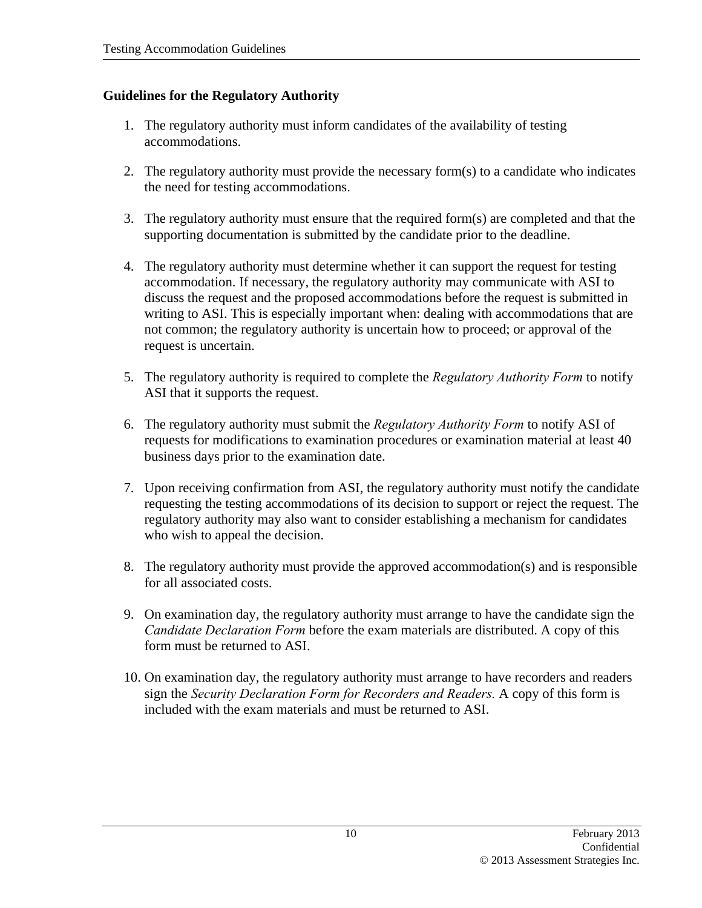### Guidelines for the Regulatory Authority

1. The regulatory authority must inform candidates of the availability of testing accommodations.

2. The regulatory authority must provide the necessary form(s) to a candidate who indicates the need for testing accommodations.

3. The regulatory authority must ensure that the required form(s) are completed and that the supporting documentation is submitted by the candidate prior to the deadline.

4. The regulatory authority must determine whether it can support the request for testing accommodation. If necessary, the regulatory authority may communicate with ASI to discuss the request and the proposed accommodations before the request is submitted in writing to ASI. This is especially important when: dealing with accommodations that are not common; the regulatory authority is uncertain how to proceed; or approval of the request is uncertain.

5. The regulatory authority is required to complete the *Regulatory Authority Form* to notify ASI that it supports the request.

6. The regulatory authority must submit the *Regulatory Authority Form* to notify ASI of requests for modifications to examination procedures or examination material at least 40 business days prior to the examination date.

7. Upon receiving confirmation from ASI, the regulatory authority must notify the candidate requesting the testing accommodations of its decision to support or reject the request. The regulatory authority may also want to consider establishing a mechanism for candidates who wish to appeal the decision.

8. The regulatory authority must provide the approved accommodation(s) and is responsible for all associated costs.

9. On examination day, the regulatory authority must arrange to have the candidate sign the *Candidate Declaration Form* before the exam materials are distributed. A copy of this form must be returned to ASI.

10. On examination day, the regulatory authority must arrange to have recorders and readers sign the *Security Declaration Form for Recorders and Readers.* A copy of this form is included with the exam materials and must be returned to ASI.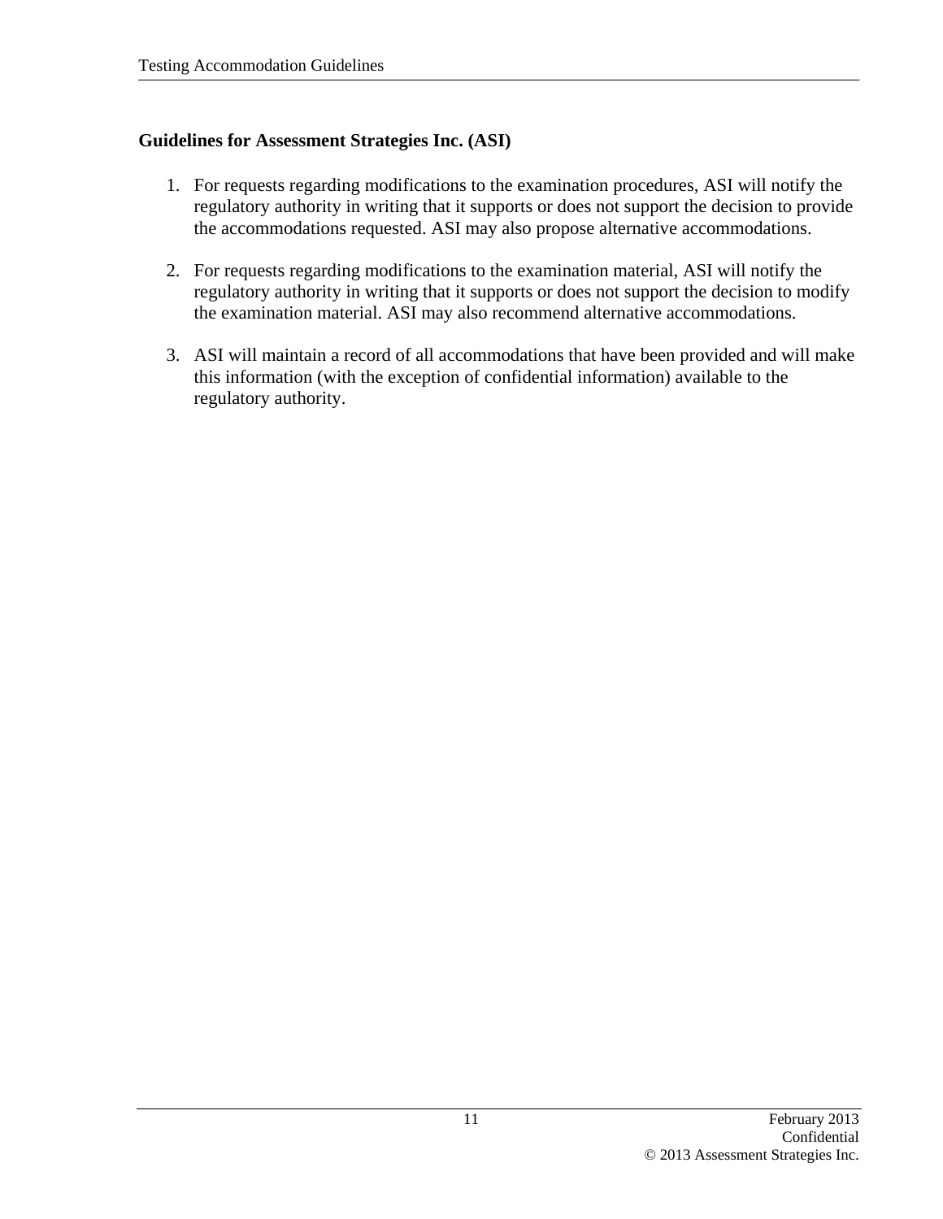**Guidelines for Assessment Strategies Inc. (ASI)**

1. For requests regarding modifications to the examination procedures, ASI will notify the regulatory authority in writing that it supports or does not support the decision to provide the accommodations requested. ASI may also propose alternative accommodations.

2. For requests regarding modifications to the examination material, ASI will notify the regulatory authority in writing that it supports or does not support the decision to modify the examination material. ASI may also recommend alternative accommodations.

3. ASI will maintain a record of all accommodations that have been provided and will make this information (with the exception of confidential information) available to the regulatory authority.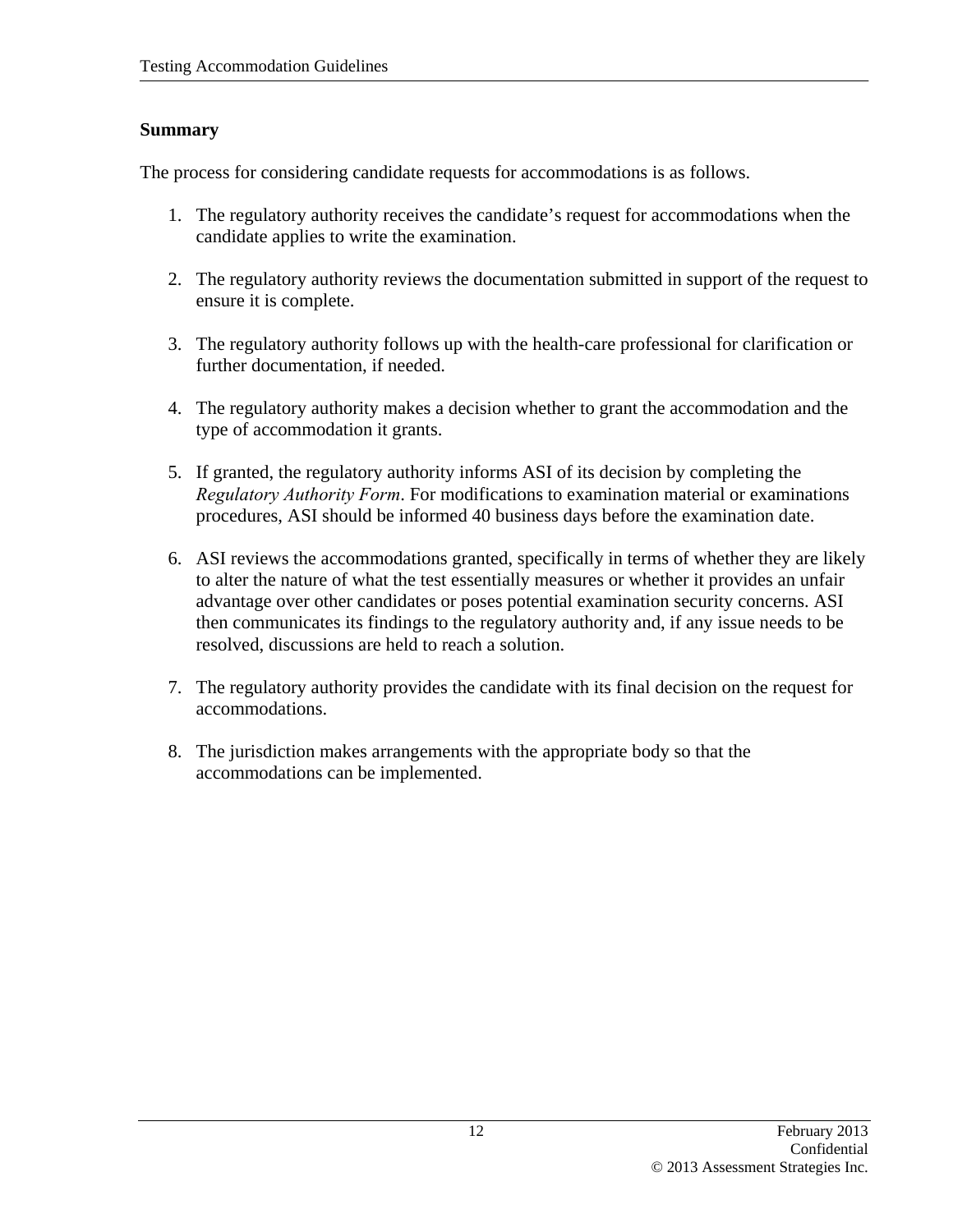## Summary

The process for considering candidate requests for accommodations is as follows.

1. The regulatory authority receives the candidate's request for accommodations when the candidate applies to write the examination.

2. The regulatory authority reviews the documentation submitted in support of the request to ensure it is complete.

3. The regulatory authority follows up with the health-care professional for clarification or further documentation, if needed.

4. The regulatory authority makes a decision whether to grant the accommodation and the type of accommodation it grants.

5. If granted, the regulatory authority informs ASI of its decision by completing the *Regulatory Authority Form*. For modifications to examination material or examinations procedures, ASI should be informed 40 business days before the examination date.

6. ASI reviews the accommodations granted, specifically in terms of whether they are likely to alter the nature of what the test essentially measures or whether it provides an unfair advantage over other candidates or poses potential examination security concerns. ASI then communicates its findings to the regulatory authority and, if any issue needs to be resolved, discussions are held to reach a solution.

7. The regulatory authority provides the candidate with its final decision on the request for accommodations.

8. The jurisdiction makes arrangements with the appropriate body so that the accommodations can be implemented.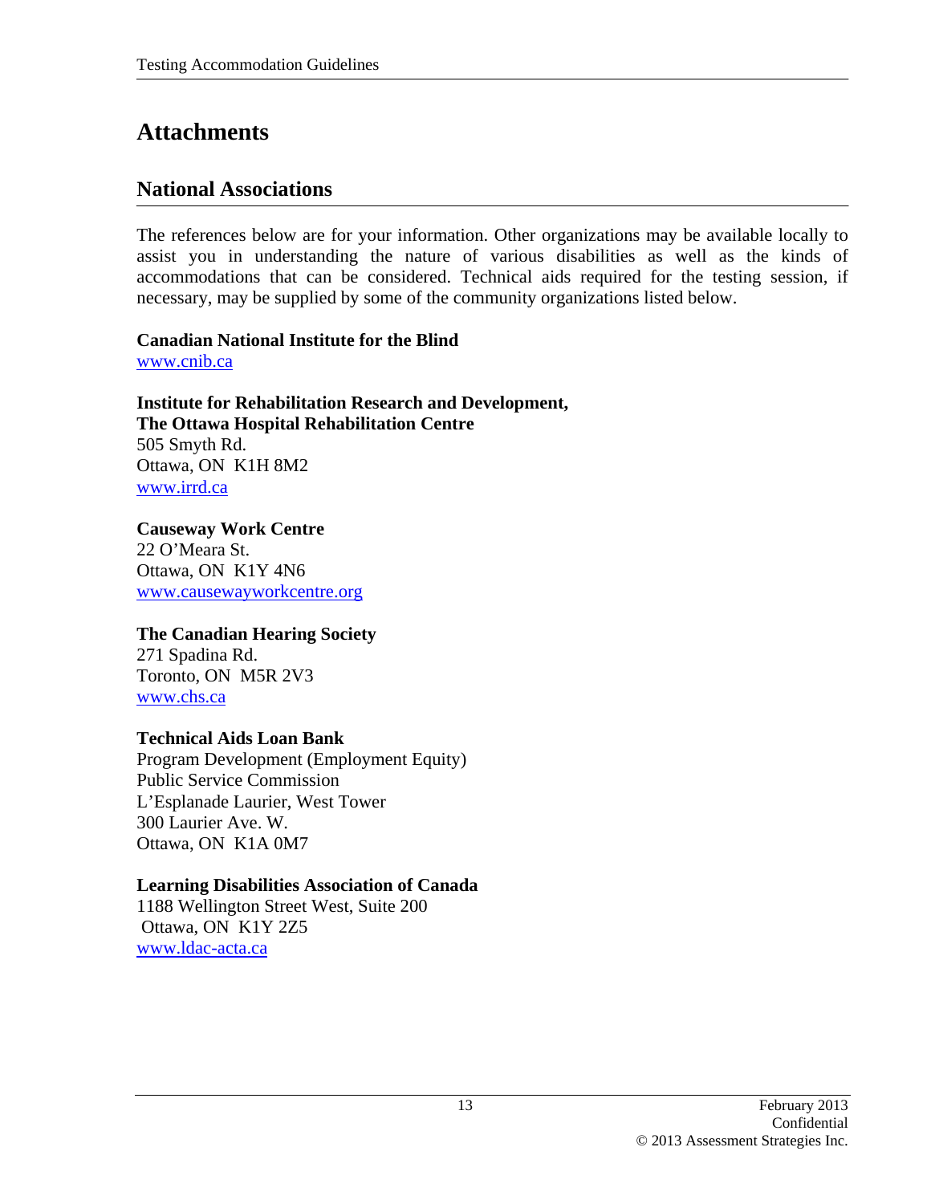# Attachments

## National Associations

The references below are for your information. Other organizations may be available locally to assist you in understanding the nature of various disabilities as well as the kinds of accommodations that can be considered. Technical aids required for the testing session, if necessary, may be supplied by some of the community organizations listed below.

**Canadian National Institute for the Blind**
www.cnib.ca

**Institute for Rehabilitation Research and Development,**
**The Ottawa Hospital Rehabilitation Centre**
505 Smyth Rd.
Ottawa, ON K1H 8M2
www.irrd.ca

**Causeway Work Centre**
22 O'Meara St.
Ottawa, ON K1Y 4N6
www.causewayworkcentre.org

**The Canadian Hearing Society**
271 Spadina Rd.
Toronto, ON M5R 2V3
www.chs.ca

**Technical Aids Loan Bank**
Program Development (Employment Equity)
Public Service Commission
L'Esplanade Laurier, West Tower
300 Laurier Ave. W.
Ottawa, ON K1A 0M7

**Learning Disabilities Association of Canada**
1188 Wellington Street West, Suite 200
Ottawa, ON K1Y 2Z5
www.ldac-acta.ca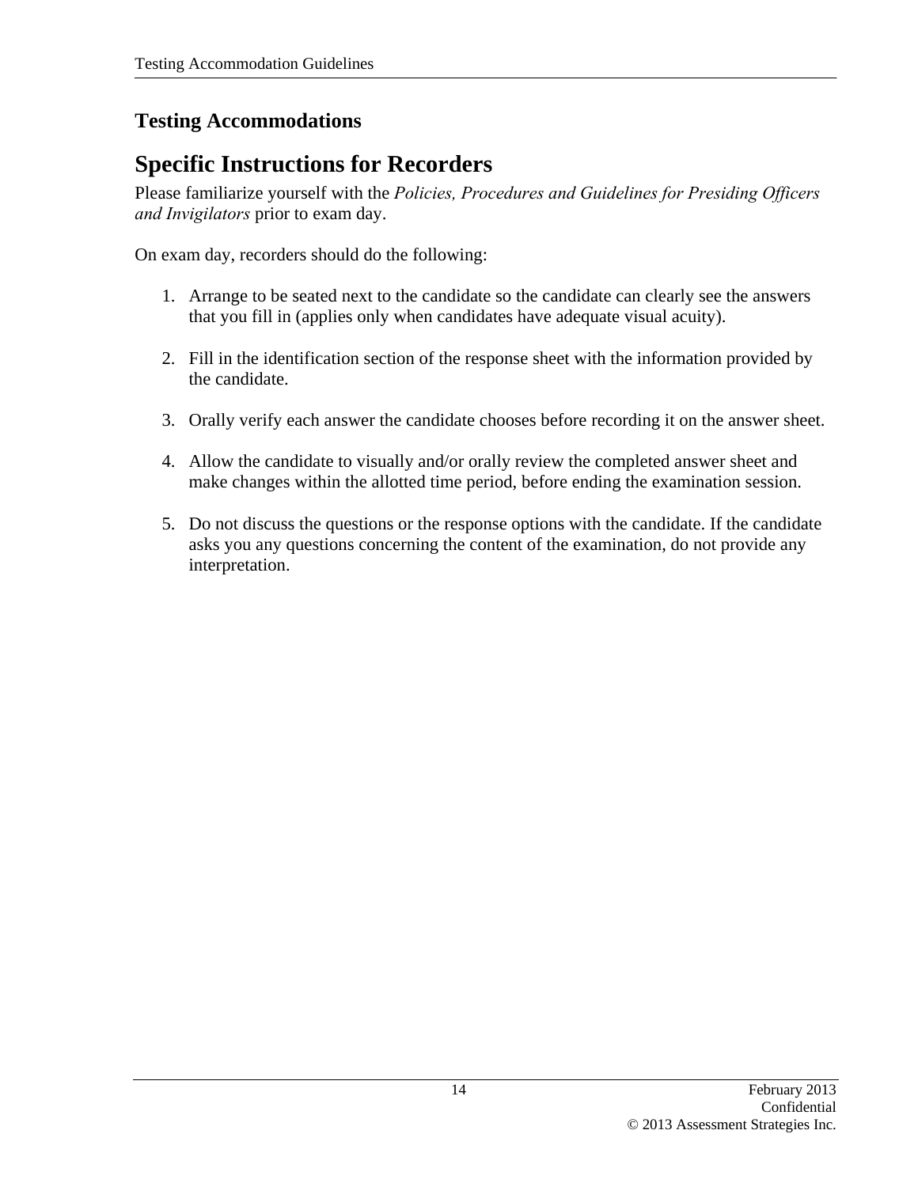### Testing Accommodations

## Specific Instructions for Recorders

Please familiarize yourself with the *Policies, Procedures and Guidelines for Presiding Officers and Invigilators* prior to exam day.

On exam day, recorders should do the following:

1. Arrange to be seated next to the candidate so the candidate can clearly see the answers that you fill in (applies only when candidates have adequate visual acuity).

2. Fill in the identification section of the response sheet with the information provided by the candidate.

3. Orally verify each answer the candidate chooses before recording it on the answer sheet.

4. Allow the candidate to visually and/or orally review the completed answer sheet and make changes within the allotted time period, before ending the examination session.

5. Do not discuss the questions or the response options with the candidate. If the candidate asks you any questions concerning the content of the examination, do not provide any interpretation.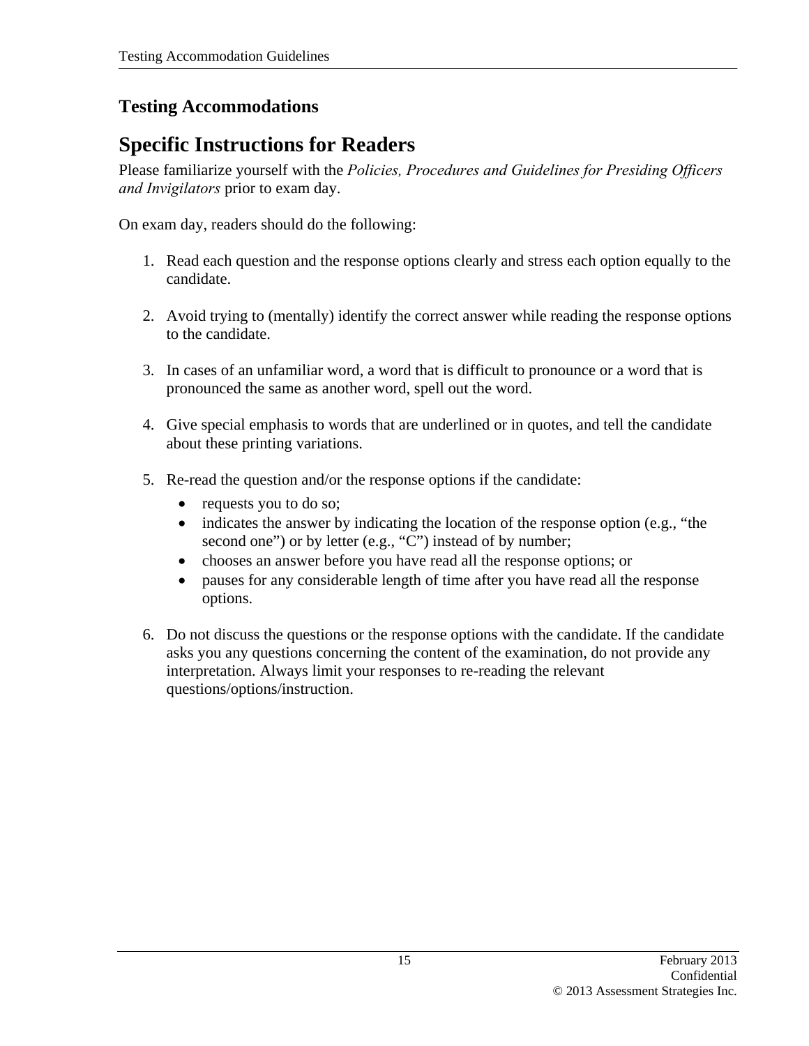## Testing Accommodations

# Specific Instructions for Readers

Please familiarize yourself with the *Policies, Procedures and Guidelines for Presiding Officers and Invigilators* prior to exam day.

On exam day, readers should do the following:

1. Read each question and the response options clearly and stress each option equally to the candidate.

2. Avoid trying to (mentally) identify the correct answer while reading the response options to the candidate.

3. In cases of an unfamiliar word, a word that is difficult to pronounce or a word that is pronounced the same as another word, spell out the word.

4. Give special emphasis to words that are underlined or in quotes, and tell the candidate about these printing variations.

5. Re-read the question and/or the response options if the candidate:
   - requests you to do so;
   - indicates the answer by indicating the location of the response option (e.g., "the second one") or by letter (e.g., "C") instead of by number;
   - chooses an answer before you have read all the response options; or
   - pauses for any considerable length of time after you have read all the response options.

6. Do not discuss the questions or the response options with the candidate. If the candidate asks you any questions concerning the content of the examination, do not provide any interpretation. Always limit your responses to re-reading the relevant questions/options/instruction.